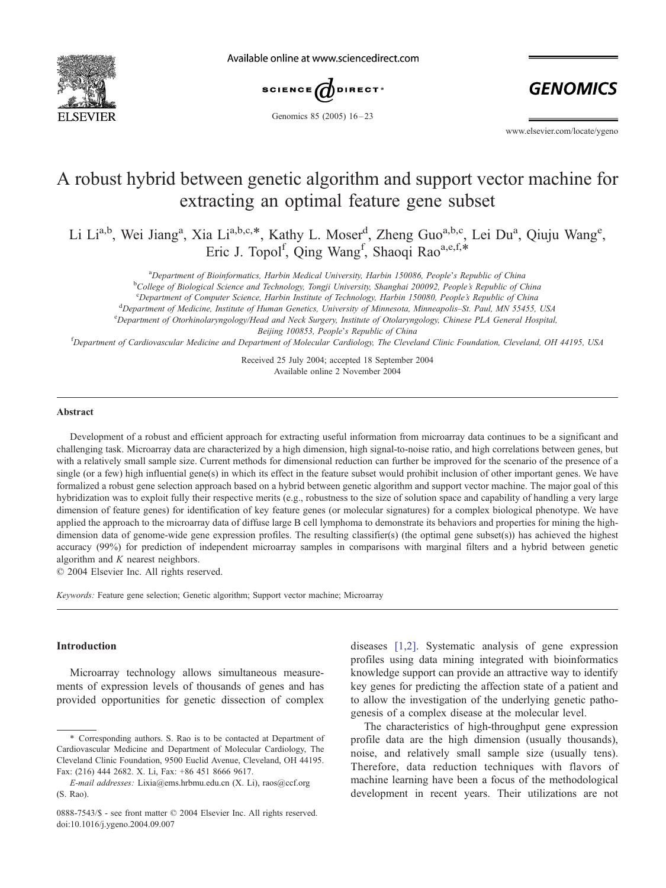# A robust hybrid between genetic algorithm and support vector machine for extracting an optimal feature gene subset

Li Li[a,b], Wei Jiang[a], Xia Li[a,b,c,*], Kathy L. Moser[d], Zheng Guo[a,b,c], Lei Du[a], Qiuju Wang[e], Eric J. Topol[f], Qing Wang[f], Shaoqi Rao[a,e,f,*]

[a]Department of Bioinformatics, Harbin Medical University, Harbin 150086, People's Republic of China
[b]College of Biological Science and Technology, Tongji University, Shanghai 200092, People's Republic of China
[c]Department of Computer Science, Harbin Institute of Technology, Harbin 150080, People's Republic of China
[d]Department of Medicine, Institute of Human Genetics, University of Minnesota, Minneapolis–St. Paul, MN 55455, USA
[e]Department of Otorhinolaryngology/Head and Neck Surgery, Institute of Otolaryngology, Chinese PLA General Hospital, Beijing 100853, People's Republic of China
[f]Department of Cardiovascular Medicine and Department of Molecular Cardiology, The Cleveland Clinic Foundation, Cleveland, OH 44195, USA

Received 25 July 2004; accepted 18 September 2004
Available online 2 November 2004

## Abstract

Development of a robust and efficient approach for extracting useful information from microarray data continues to be a significant and challenging task. Microarray data are characterized by a high dimension, high signal-to-noise ratio, and high correlations between genes, but with a relatively small sample size. Current methods for dimensional reduction can further be improved for the scenario of the presence of a single (or a few) high influential gene(s) in which its effect in the feature subset would prohibit inclusion of other important genes. We have formalized a robust gene selection approach based on a hybrid between genetic algorithm and support vector machine. The major goal of this hybridization was to exploit fully their respective merits (e.g., robustness to the size of solution space and capability of handling a very large dimension of feature genes) for identification of key feature genes (or molecular signatures) for a complex biological phenotype. We have applied the approach to the microarray data of diffuse large B cell lymphoma to demonstrate its behaviors and properties for mining the high-dimension data of genome-wide gene expression profiles. The resulting classifier(s) (the optimal gene subset(s)) has achieved the highest accuracy (99%) for prediction of independent microarray samples in comparisons with marginal filters and a hybrid between genetic algorithm and *K* nearest neighbors.

© 2004 Elsevier Inc. All rights reserved.

*Keywords:* Feature gene selection; Genetic algorithm; Support vector machine; Microarray

## Introduction

Microarray technology allows simultaneous measurements of expression levels of thousands of genes and has provided opportunities for genetic dissection of complex diseases [1,2]. Systematic analysis of gene expression profiles using data mining integrated with bioinformatics knowledge support can provide an attractive way to identify key genes for predicting the affection state of a patient and to allow the investigation of the underlying genetic pathogenesis of a complex disease at the molecular level.

The characteristics of high-throughput gene expression profile data are the high dimension (usually thousands), noise, and relatively small sample size (usually tens). Therefore, data reduction techniques with flavors of machine learning have been a focus of the methodological development in recent years. Their utilizations are not

\* Corresponding authors. S. Rao is to be contacted at Department of Cardiovascular Medicine and Department of Molecular Cardiology, The Cleveland Clinic Foundation, 9500 Euclid Avenue, Cleveland, OH 44195. Fax: (216) 444 2682. X. Li, Fax: +86 451 8666 9617.

*E-mail addresses:* Lixia@ems.hrbmu.edu.cn (X. Li), raos@ccf.org (S. Rao).

0888-7543/$ - see front matter © 2004 Elsevier Inc. All rights reserved.
doi:10.1016/j.ygeno.2004.09.007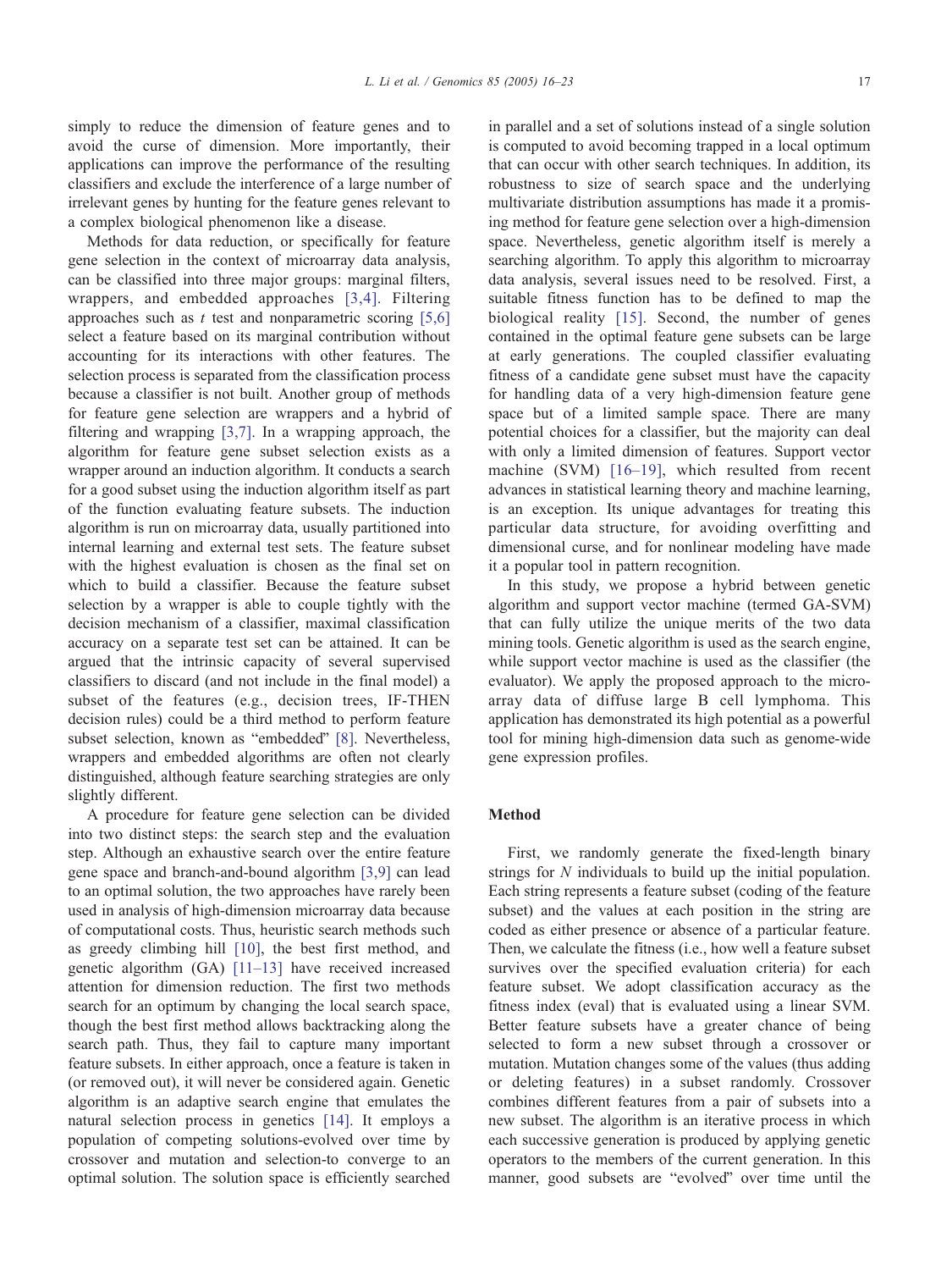simply to reduce the dimension of feature genes and to avoid the curse of dimension. More importantly, their applications can improve the performance of the resulting classifiers and exclude the interference of a large number of irrelevant genes by hunting for the feature genes relevant to a complex biological phenomenon like a disease.

Methods for data reduction, or specifically for feature gene selection in the context of microarray data analysis, can be classified into three major groups: marginal filters, wrappers, and embedded approaches [3,4]. Filtering approaches such as *t* test and nonparametric scoring [5,6] select a feature based on its marginal contribution without accounting for its interactions with other features. The selection process is separated from the classification process because a classifier is not built. Another group of methods for feature gene selection are wrappers and a hybrid of filtering and wrapping [3,7]. In a wrapping approach, the algorithm for feature gene subset selection exists as a wrapper around an induction algorithm. It conducts a search for a good subset using the induction algorithm itself as part of the function evaluating feature subsets. The induction algorithm is run on microarray data, usually partitioned into internal learning and external test sets. The feature subset with the highest evaluation is chosen as the final set on which to build a classifier. Because the feature subset selection by a wrapper is able to couple tightly with the decision mechanism of a classifier, maximal classification accuracy on a separate test set can be attained. It can be argued that the intrinsic capacity of several supervised classifiers to discard (and not include in the final model) a subset of the features (e.g., decision trees, IF-THEN decision rules) could be a third method to perform feature subset selection, known as "embedded" [8]. Nevertheless, wrappers and embedded algorithms are often not clearly distinguished, although feature searching strategies are only slightly different.

A procedure for feature gene selection can be divided into two distinct steps: the search step and the evaluation step. Although an exhaustive search over the entire feature gene space and branch-and-bound algorithm [3,9] can lead to an optimal solution, the two approaches have rarely been used in analysis of high-dimension microarray data because of computational costs. Thus, heuristic search methods such as greedy climbing hill [10], the best first method, and genetic algorithm (GA) [11–13] have received increased attention for dimension reduction. The first two methods search for an optimum by changing the local search space, though the best first method allows backtracking along the search path. Thus, they fail to capture many important feature subsets. In either approach, once a feature is taken in (or removed out), it will never be considered again. Genetic algorithm is an adaptive search engine that emulates the natural selection process in genetics [14]. It employs a population of competing solutions-evolved over time by crossover and mutation and selection-to converge to an optimal solution. The solution space is efficiently searched in parallel and a set of solutions instead of a single solution is computed to avoid becoming trapped in a local optimum that can occur with other search techniques. In addition, its robustness to size of search space and the underlying multivariate distribution assumptions has made it a promising method for feature gene selection over a high-dimension space. Nevertheless, genetic algorithm itself is merely a searching algorithm. To apply this algorithm to microarray data analysis, several issues need to be resolved. First, a suitable fitness function has to be defined to map the biological reality [15]. Second, the number of genes contained in the optimal feature gene subsets can be large at early generations. The coupled classifier evaluating fitness of a candidate gene subset must have the capacity for handling data of a very high-dimension feature gene space but of a limited sample space. There are many potential choices for a classifier, but the majority can deal with only a limited dimension of features. Support vector machine (SVM) [16–19], which resulted from recent advances in statistical learning theory and machine learning, is an exception. Its unique advantages for treating this particular data structure, for avoiding overfitting and dimensional curse, and for nonlinear modeling have made it a popular tool in pattern recognition.

In this study, we propose a hybrid between genetic algorithm and support vector machine (termed GA-SVM) that can fully utilize the unique merits of the two data mining tools. Genetic algorithm is used as the search engine, while support vector machine is used as the classifier (the evaluator). We apply the proposed approach to the microarray data of diffuse large B cell lymphoma. This application has demonstrated its high potential as a powerful tool for mining high-dimension data such as genome-wide gene expression profiles.

## Method

First, we randomly generate the fixed-length binary strings for *N* individuals to build up the initial population. Each string represents a feature subset (coding of the feature subset) and the values at each position in the string are coded as either presence or absence of a particular feature. Then, we calculate the fitness (i.e., how well a feature subset survives over the specified evaluation criteria) for each feature subset. We adopt classification accuracy as the fitness index (eval) that is evaluated using a linear SVM. Better feature subsets have a greater chance of being selected to form a new subset through a crossover or mutation. Mutation changes some of the values (thus adding or deleting features) in a subset randomly. Crossover combines different features from a pair of subsets into a new subset. The algorithm is an iterative process in which each successive generation is produced by applying genetic operators to the members of the current generation. In this manner, good subsets are "evolved" over time until the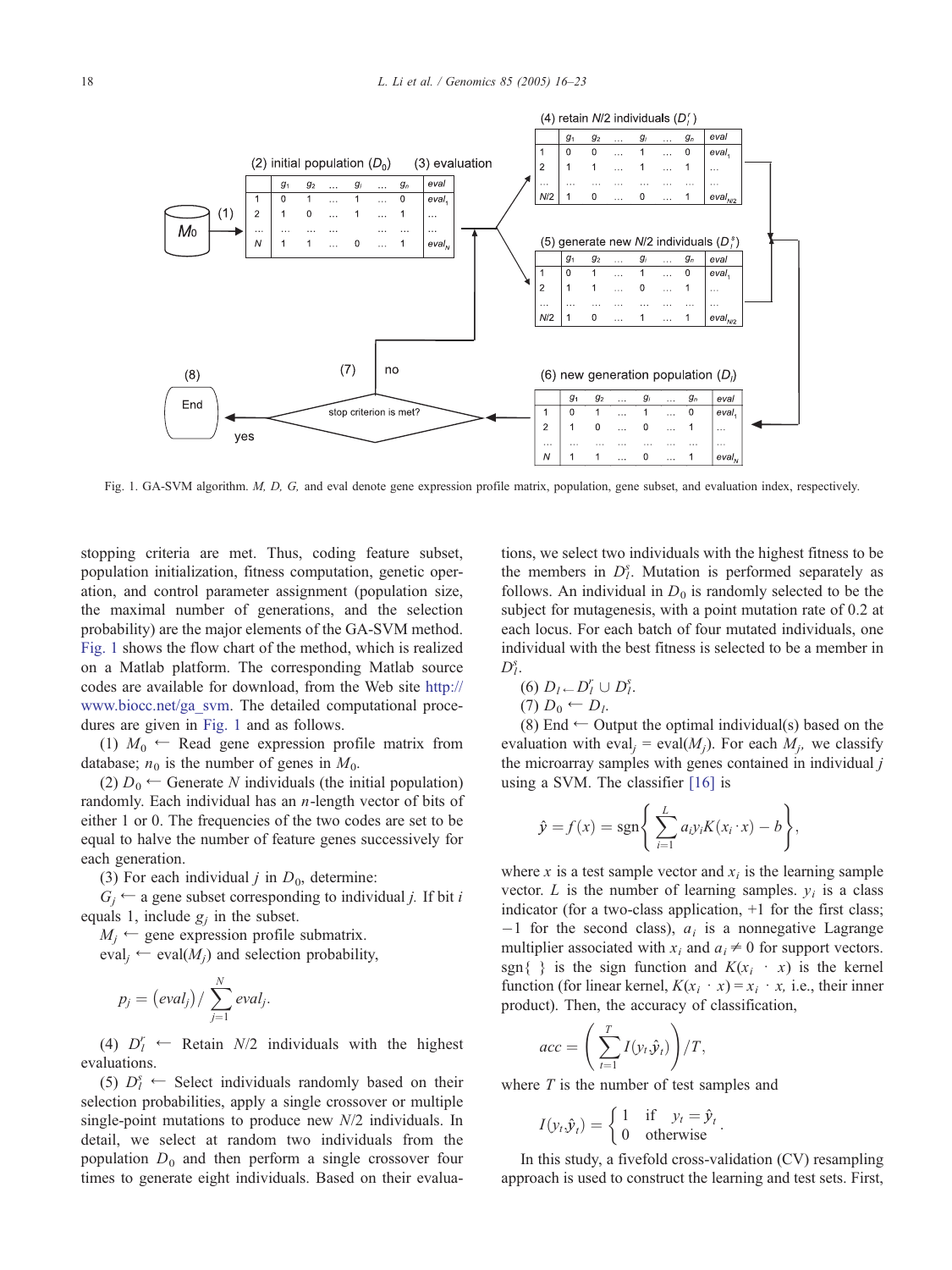Fig. 1. GA-SVM algorithm. *M, D, G,* and eval denote gene expression profile matrix, population, gene subset, and evaluation index, respectively.

stopping criteria are met. Thus, coding feature subset, population initialization, fitness computation, genetic operation, and control parameter assignment (population size, the maximal number of generations, and the selection probability) are the major elements of the GA-SVM method. Fig. 1 shows the flow chart of the method, which is realized on a Matlab platform. The corresponding Matlab source codes are available for download, from the Web site http://www.biocc.net/ga_svm. The detailed computational procedures are given in Fig. 1 and as follows.

(1) $M_0$ ← Read gene expression profile matrix from database; $n_0$ is the number of genes in $M_0$.

(2) $D_0$ ← Generate $N$ individuals (the initial population) randomly. Each individual has an $n$-length vector of bits of either 1 or 0. The frequencies of the two codes are set to be equal to halve the number of feature genes successively for each generation.

(3) For each individual $j$ in $D_0$, determine:

$G_j$ ← a gene subset corresponding to individual $j$. If bit $i$ equals 1, include $g_i$ in the subset.

$M_j$ ← gene expression profile submatrix.

eval$_j$ ← eval($M_j$) and selection probability,

$$p_j = (eval_j) / \sum_{j=1}^{N} eval_j.$$

(4) $D_l^r$ ← Retain $N/2$ individuals with the highest evaluations.

(5) $D_l^s$ ← Select individuals randomly based on their selection probabilities, apply a single crossover or multiple single-point mutations to produce new $N/2$ individuals. In detail, we select at random two individuals from the population $D_0$ and then perform a single crossover four times to generate eight individuals. Based on their evaluations, we select two individuals with the highest fitness to be the members in $D_l^s$. Mutation is performed separately as follows. An individual in $D_0$ is randomly selected to be the subject for mutagenesis, with a point mutation rate of 0.2 at each locus. For each batch of four mutated individuals, one individual with the best fitness is selected to be a member in $D_l^s$.

(6) $D_l \leftarrow D_l^r \cup D_l^s$.

(7) $D_0 \leftarrow D_l$.

(8) End ← Output the optimal individual(s) based on the evaluation with eval$_j$ = eval($M_j$). For each $M_j$, we classify the microarray samples with genes contained in individual $j$ using a SVM. The classifier [16] is

$$\hat{y} = f(x) = \operatorname{sgn}\left\{ \sum_{i=1}^{L} a_i y_i K(x_i \cdot x) - b \right\},$$

where $x$ is a test sample vector and $x_i$ is the learning sample vector. $L$ is the number of learning samples. $y_i$ is a class indicator (for a two-class application, +1 for the first class; −1 for the second class), $a_i$ is a nonnegative Lagrange multiplier associated with $x_i$ and $a_i \neq 0$ for support vectors. sgn{ } is the sign function and $K(x_i \cdot x)$ is the kernel function (for linear kernel, $K(x_i \cdot x) = x_i \cdot x$, i.e., their inner product). Then, the accuracy of classification,

$$acc = \left( \sum_{t=1}^{T} I(y_t, \hat{y}_t) \right) / T,$$

where $T$ is the number of test samples and

$$I(y_t, \hat{y}_t) = \begin{cases} 1 & \text{if} \quad y_t = \hat{y}_t \\ 0 & \text{otherwise} \end{cases}.$$

In this study, a fivefold cross-validation (CV) resampling approach is used to construct the learning and test sets. First,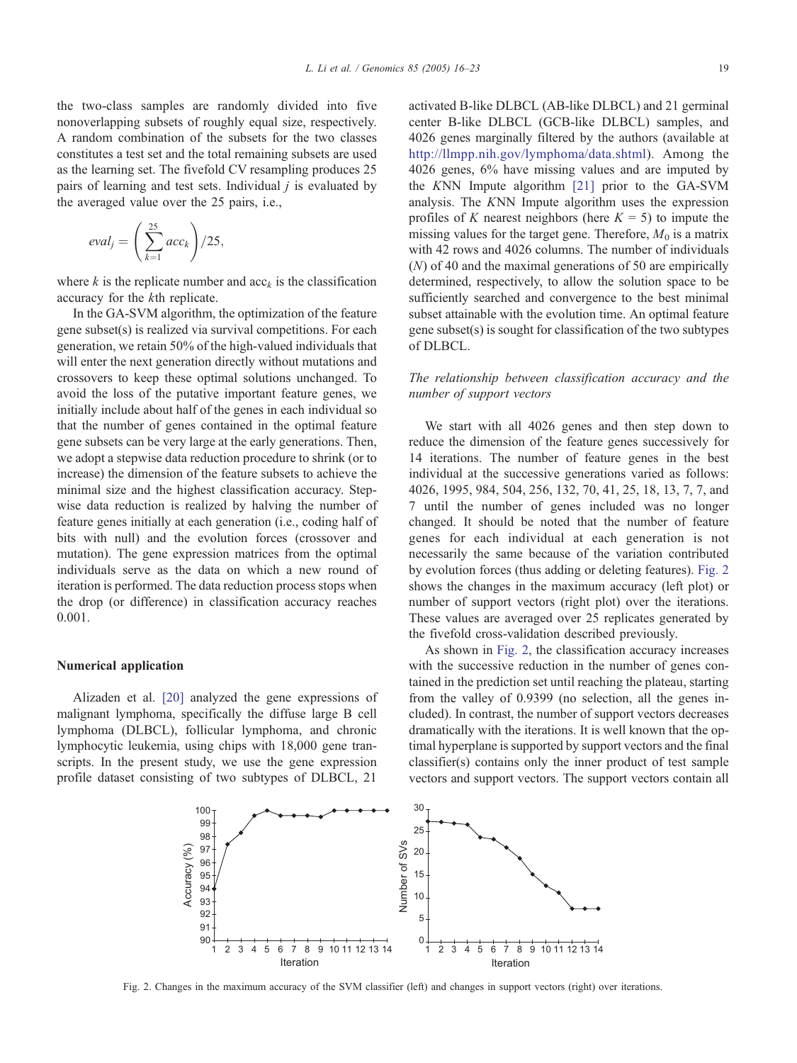the two-class samples are randomly divided into five nonoverlapping subsets of roughly equal size, respectively. A random combination of the subsets for the two classes constitutes a test set and the total remaining subsets are used as the learning set. The fivefold CV resampling produces 25 pairs of learning and test sets. Individual $j$ is evaluated by the averaged value over the 25 pairs, i.e.,

$$eval_j = \left( \sum_{k=1}^{25} acc_k \right) / 25,$$

where $k$ is the replicate number and $acc_k$ is the classification accuracy for the $k$th replicate.

In the GA-SVM algorithm, the optimization of the feature gene subset(s) is realized via survival competitions. For each generation, we retain 50% of the high-valued individuals that will enter the next generation directly without mutations and crossovers to keep these optimal solutions unchanged. To avoid the loss of the putative important feature genes, we initially include about half of the genes in each individual so that the number of genes contained in the optimal feature gene subsets can be very large at the early generations. Then, we adopt a stepwise data reduction procedure to shrink (or to increase) the dimension of the feature subsets to achieve the minimal size and the highest classification accuracy. Stepwise data reduction is realized by halving the number of feature genes initially at each generation (i.e., coding half of bits with null) and the evolution forces (crossover and mutation). The gene expression matrices from the optimal individuals serve as the data on which a new round of iteration is performed. The data reduction process stops when the drop (or difference) in classification accuracy reaches 0.001.

### Numerical application

Alizaden et al. [20] analyzed the gene expressions of malignant lymphoma, specifically the diffuse large B cell lymphoma (DLBCL), follicular lymphoma, and chronic lymphocytic leukemia, using chips with 18,000 gene transcripts. In the present study, we use the gene expression profile dataset consisting of two subtypes of DLBCL, 21 activated B-like DLBCL (AB-like DLBCL) and 21 germinal center B-like DLBCL (GCB-like DLBCL) samples, and 4026 genes marginally filtered by the authors (available at http://llmpp.nih.gov/lymphoma/data.shtml). Among the 4026 genes, 6% have missing values and are imputed by the $K$NN Impute algorithm [21] prior to the GA-SVM analysis. The $K$NN Impute algorithm uses the expression profiles of $K$ nearest neighbors (here $K = 5$) to impute the missing values for the target gene. Therefore, $M_0$ is a matrix with 42 rows and 4026 columns. The number of individuals ($N$) of 40 and the maximal generations of 50 are empirically determined, respectively, to allow the solution space to be sufficiently searched and convergence to the best minimal subset attainable with the evolution time. An optimal feature gene subset(s) is sought for classification of the two subtypes of DLBCL.

### *The relationship between classification accuracy and the number of support vectors*

We start with all 4026 genes and then step down to reduce the dimension of the feature genes successively for 14 iterations. The number of feature genes in the best individual at the successive generations varied as follows: 4026, 1995, 984, 504, 256, 132, 70, 41, 25, 18, 13, 7, 7, and 7 until the number of genes included was no longer changed. It should be noted that the number of feature genes for each individual at each generation is not necessarily the same because of the variation contributed by evolution forces (thus adding or deleting features). Fig. 2 shows the changes in the maximum accuracy (left plot) or number of support vectors (right plot) over the iterations. These values are averaged over 25 replicates generated by the fivefold cross-validation described previously.

As shown in Fig. 2, the classification accuracy increases with the successive reduction in the number of genes contained in the prediction set until reaching the plateau, starting from the valley of 0.9399 (no selection, all the genes included). In contrast, the number of support vectors decreases dramatically with the iterations. It is well known that the optimal hyperplane is supported by support vectors and the final classifier(s) contains only the inner product of test sample vectors and support vectors. The support vectors contain all

Fig. 2. Changes in the maximum accuracy of the SVM classifier (left) and changes in support vectors (right) over iterations.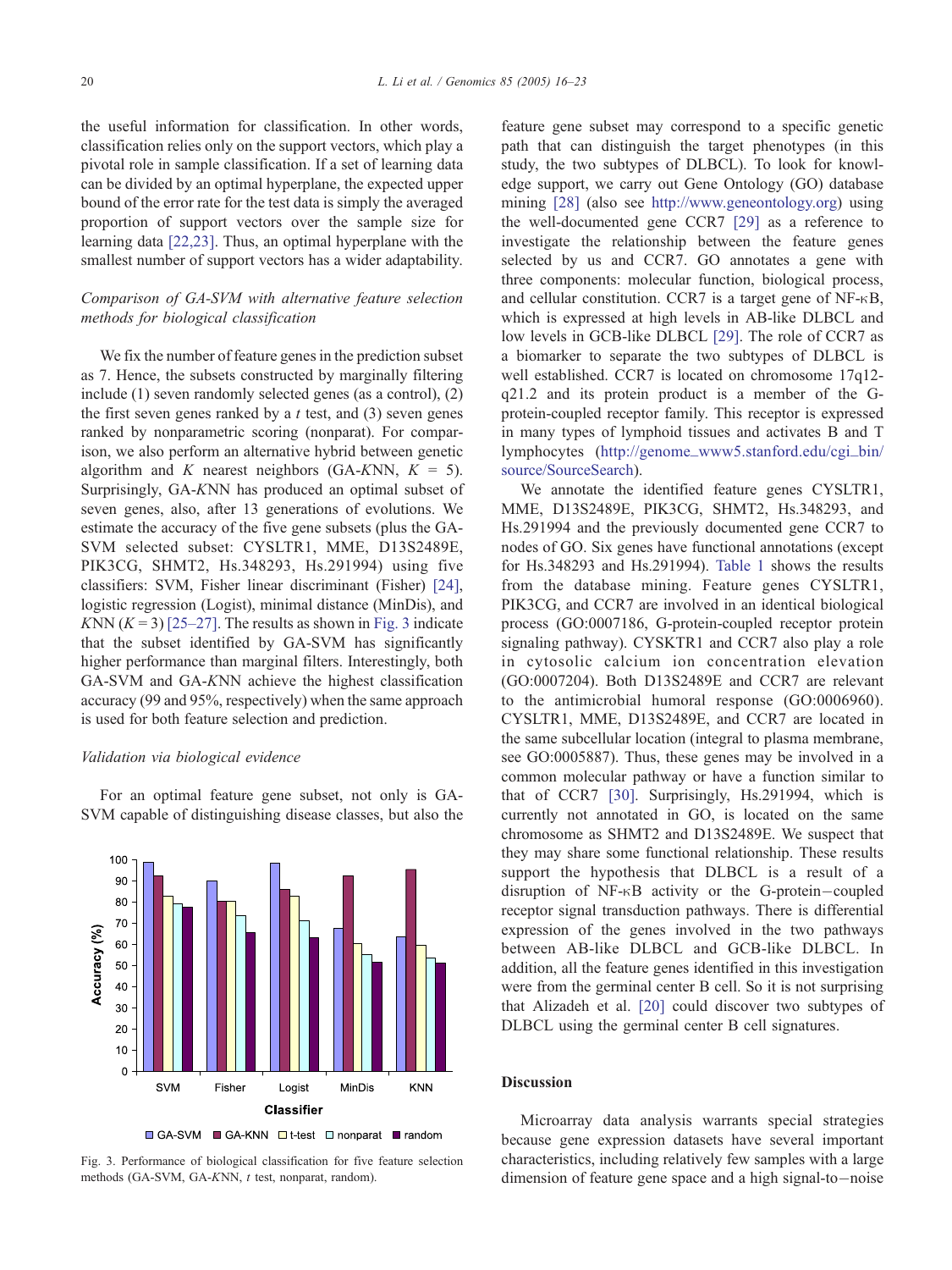the useful information for classification. In other words, classification relies only on the support vectors, which play a pivotal role in sample classification. If a set of learning data can be divided by an optimal hyperplane, the expected upper bound of the error rate for the test data is simply the averaged proportion of support vectors over the sample size for learning data [22,23]. Thus, an optimal hyperplane with the smallest number of support vectors has a wider adaptability.

### *Comparison of GA-SVM with alternative feature selection methods for biological classification*

We fix the number of feature genes in the prediction subset as 7. Hence, the subsets constructed by marginally filtering include (1) seven randomly selected genes (as a control), (2) the first seven genes ranked by a $t$ test, and (3) seven genes ranked by nonparametric scoring (nonparat). For comparison, we also perform an alternative hybrid between genetic algorithm and $K$ nearest neighbors (GA-$K$NN, $K$ = 5). Surprisingly, GA-$K$NN has produced an optimal subset of seven genes, also, after 13 generations of evolutions. We estimate the accuracy of the five gene subsets (plus the GA-SVM selected subset: CYSLTR1, MME, D13S2489E, PIK3CG, SHMT2, Hs.348293, Hs.291994) using five classifiers: SVM, Fisher linear discriminant (Fisher) [24], logistic regression (Logist), minimal distance (MinDis), and $K$NN ($K$ = 3) [25–27]. The results as shown in Fig. 3 indicate that the subset identified by GA-SVM has significantly higher performance than marginal filters. Interestingly, both GA-SVM and GA-$K$NN achieve the highest classification accuracy (99 and 95%, respectively) when the same approach is used for both feature selection and prediction.

### *Validation via biological evidence*

For an optimal feature gene subset, not only is GA-SVM capable of distinguishing disease classes, but also the

Fig. 3. Performance of biological classification for five feature selection methods (GA-SVM, GA-$K$NN, $t$ test, nonparat, random).

feature gene subset may correspond to a specific genetic path that can distinguish the target phenotypes (in this study, the two subtypes of DLBCL). To look for knowledge support, we carry out Gene Ontology (GO) database mining [28] (also see http://www.geneontology.org) using the well-documented gene CCR7 [29] as a reference to investigate the relationship between the feature genes selected by us and CCR7. GO annotates a gene with three components: molecular function, biological process, and cellular constitution. CCR7 is a target gene of NF-κB, which is expressed at high levels in AB-like DLBCL and low levels in GCB-like DLBCL [29]. The role of CCR7 as a biomarker to separate the two subtypes of DLBCL is well established. CCR7 is located on chromosome 17q12-q21.2 and its protein product is a member of the G-protein-coupled receptor family. This receptor is expressed in many types of lymphoid tissues and activates B and T lymphocytes (http://genome_www5.stanford.edu/cgi_bin/source/SourceSearch).

We annotate the identified feature genes CYSLTR1, MME, D13S2489E, PIK3CG, SHMT2, Hs.348293, and Hs.291994 and the previously documented gene CCR7 to nodes of GO. Six genes have functional annotations (except for Hs.348293 and Hs.291994). Table 1 shows the results from the database mining. Feature genes CYSLTR1, PIK3CG, and CCR7 are involved in an identical biological process (GO:0007186, G-protein-coupled receptor protein signaling pathway). CYSKTR1 and CCR7 also play a role in cytosolic calcium ion concentration elevation (GO:0007204). Both D13S2489E and CCR7 are relevant to the antimicrobial humoral response (GO:0006960). CYSLTR1, MME, D13S2489E, and CCR7 are located in the same subcellular location (integral to plasma membrane, see GO:0005887). Thus, these genes may be involved in a common molecular pathway or have a function similar to that of CCR7 [30]. Surprisingly, Hs.291994, which is currently not annotated in GO, is located on the same chromosome as SHMT2 and D13S2489E. We suspect that they may share some functional relationship. These results support the hypothesis that DLBCL is a result of a disruption of NF-κB activity or the G-protein−coupled receptor signal transduction pathways. There is differential expression of the genes involved in the two pathways between AB-like DLBCL and GCB-like DLBCL. In addition, all the feature genes identified in this investigation were from the germinal center B cell. So it is not surprising that Alizadeh et al. [20] could discover two subtypes of DLBCL using the germinal center B cell signatures.

## Discussion

Microarray data analysis warrants special strategies because gene expression datasets have several important characteristics, including relatively few samples with a large dimension of feature gene space and a high signal-to−noise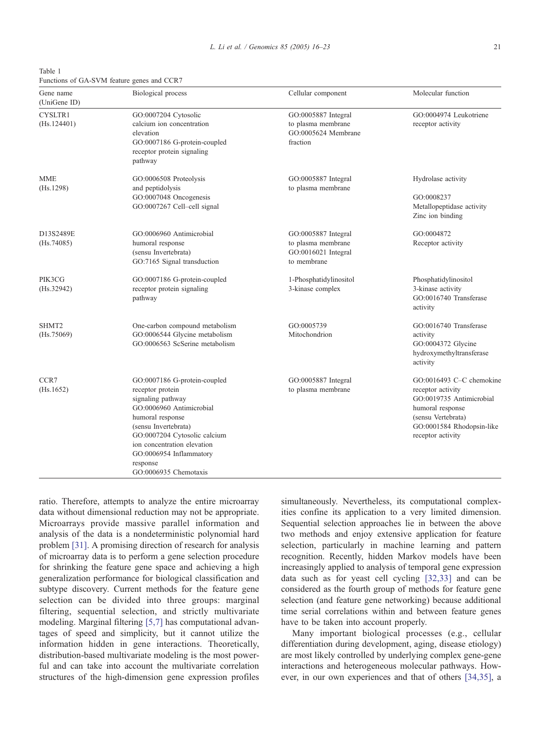Table 1
Functions of GA-SVM feature genes and CCR7

| Gene name (UniGene ID) | Biological process | Cellular component | Molecular function |
|---|---|---|---|
| CYSLTR1 (Hs.124401) | GO:0007204 Cytosolic calcium ion concentration elevation GO:0007186 G-protein-coupled receptor protein signaling pathway | GO:0005887 Integral to plasma membrane GO:0005624 Membrane fraction | GO:0004974 Leukotriene receptor activity |
| MME (Hs.1298) | GO:0006508 Proteolysis and peptidolysis GO:0007048 Oncogenesis GO:0007267 Cell–cell signal | GO:0005887 Integral to plasma membrane | Hydrolase activity GO:0008237 Metallopeptidase activity Zinc ion binding |
| D13S2489E (Hs.74085) | GO:0006960 Antimicrobial humoral response (sensu Invertebrata) GO:7165 Signal transduction | GO:0005887 Integral to plasma membrane GO:0016021 Integral to membrane | GO:0004872 Receptor activity |
| PIK3CG (Hs.32942) | GO:0007186 G-protein-coupled receptor protein signaling pathway | 1-Phosphatidylinositol 3-kinase complex | Phosphatidylinositol 3-kinase activity GO:0016740 Transferase activity |
| SHMT2 (Hs.75069) | One-carbon compound metabolism GO:0006544 Glycine metabolism GO:0006563 ScSerine metabolism | GO:0005739 Mitochondrion | GO:0016740 Transferase activity GO:0004372 Glycine hydroxymethyltransferase activity |
| CCR7 (Hs.1652) | GO:0007186 G-protein-coupled receptor protein signaling pathway GO:0006960 Antimicrobial humoral response (sensu Invertebrata) GO:0007204 Cytosolic calcium ion concentration elevation GO:0006954 Inflammatory response GO:0006935 Chemotaxis | GO:0005887 Integral to plasma membrane | GO:0016493 C–C chemokine receptor activity GO:0019735 Antimicrobial humoral response (sensu Vertebrata) GO:0001584 Rhodopsin-like receptor activity |

ratio. Therefore, attempts to analyze the entire microarray data without dimensional reduction may not be appropriate. Microarrays provide massive parallel information and analysis of the data is a nondeterministic polynomial hard problem [31]. A promising direction of research for analysis of microarray data is to perform a gene selection procedure for shrinking the feature gene space and achieving a high generalization performance for biological classification and subtype discovery. Current methods for the feature gene selection can be divided into three groups: marginal filtering, sequential selection, and strictly multivariate modeling. Marginal filtering [5,7] has computational advantages of speed and simplicity, but it cannot utilize the information hidden in gene interactions. Theoretically, distribution-based multivariate modeling is the most powerful and can take into account the multivariate correlation structures of the high-dimension gene expression profiles simultaneously. Nevertheless, its computational complexities confine its application to a very limited dimension. Sequential selection approaches lie in between the above two methods and enjoy extensive application for feature selection, particularly in machine learning and pattern recognition. Recently, hidden Markov models have been increasingly applied to analysis of temporal gene expression data such as for yeast cell cycling [32,33] and can be considered as the fourth group of methods for feature gene selection (and feature gene networking) because additional time serial correlations within and between feature genes have to be taken into account properly.

Many important biological processes (e.g., cellular differentiation during development, aging, disease etiology) are most likely controlled by underlying complex gene-gene interactions and heterogeneous molecular pathways. However, in our own experiences and that of others [34,35], a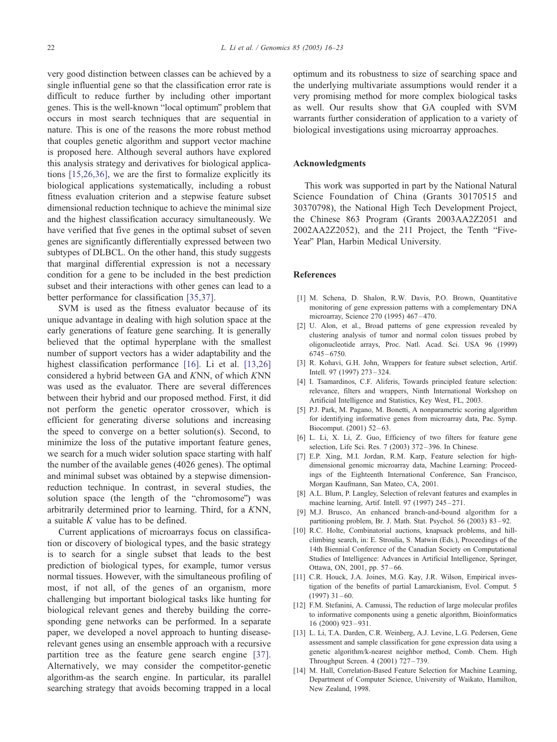very good distinction between classes can be achieved by a single influential gene so that the classification error rate is difficult to reduce further by including other important genes. This is the well-known "local optimum" problem that occurs in most search techniques that are sequential in nature. This is one of the reasons the more robust method that couples genetic algorithm and support vector machine is proposed here. Although several authors have explored this analysis strategy and derivatives for biological applications [15,26,36], we are the first to formalize explicitly its biological applications systematically, including a robust fitness evaluation criterion and a stepwise feature subset dimensional reduction technique to achieve the minimal size and the highest classification accuracy simultaneously. We have verified that five genes in the optimal subset of seven genes are significantly differentially expressed between two subtypes of DLBCL. On the other hand, this study suggests that marginal differential expression is not a necessary condition for a gene to be included in the best prediction subset and their interactions with other genes can lead to a better performance for classification [35,37].

SVM is used as the fitness evaluator because of its unique advantage in dealing with high solution space at the early generations of feature gene searching. It is generally believed that the optimal hyperplane with the smallest number of support vectors has a wider adaptability and the highest classification performance [16]. Li et al. [13,26] considered a hybrid between GA and *K*NN, of which *K*NN was used as the evaluator. There are several differences between their hybrid and our proposed method. First, it did not perform the genetic operator crossover, which is efficient for generating diverse solutions and increasing the speed to converge on a better solution(s). Second, to minimize the loss of the putative important feature genes, we search for a much wider solution space starting with half the number of the available genes (4026 genes). The optimal and minimal subset was obtained by a stepwise dimension-reduction technique. In contrast, in several studies, the solution space (the length of the "chromosome") was arbitrarily determined prior to learning. Third, for a *K*NN, a suitable *K* value has to be defined.

Current applications of microarrays focus on classification or discovery of biological types, and the basic strategy is to search for a single subset that leads to the best prediction of biological types, for example, tumor versus normal tissues. However, with the simultaneous profiling of most, if not all, of the genes of an organism, more challenging but important biological tasks like hunting for biological relevant genes and thereby building the corresponding gene networks can be performed. In a separate paper, we developed a novel approach to hunting disease-relevant genes using an ensemble approach with a recursive partition tree as the feature gene search engine [37]. Alternatively, we may consider the competitor-genetic algorithm-as the search engine. In particular, its parallel searching strategy that avoids becoming trapped in a local optimum and its robustness to size of searching space and the underlying multivariate assumptions would render it a very promising method for more complex biological tasks as well. Our results show that GA coupled with SVM warrants further consideration of application to a variety of biological investigations using microarray approaches.

## Acknowledgments

This work was supported in part by the National Natural Science Foundation of China (Grants 30170515 and 30370798), the National High Tech Development Project, the Chinese 863 Program (Grants 2003AA2Z2051 and 2002AA2Z2052), and the 211 Project, the Tenth "Five-Year" Plan, Harbin Medical University.

## References

[1] M. Schena, D. Shalon, R.W. Davis, P.O. Brown, Quantitative monitoring of gene expression patterns with a complementary DNA microarray, Science 270 (1995) 467–470.

[2] U. Alon, et al., Broad patterns of gene expression revealed by clustering analysis of tumor and normal colon tissues probed by oligonucleotide arrays, Proc. Natl. Acad. Sci. USA 96 (1999) 6745–6750.

[3] R. Kohavi, G.H. John, Wrappers for feature subset selection, Artif. Intell. 97 (1997) 273–324.

[4] I. Tsamardinos, C.F. Aliferis, Towards principled feature selection: relevance, filters and wrappers, Ninth International Workshop on Artificial Intelligence and Statistics, Key West, FL, 2003.

[5] P.J. Park, M. Pagano, M. Bonetti, A nonparametric scoring algorithm for identifying informative genes from microarray data, Pac. Symp. Biocomput. (2001) 52–63.

[6] L. Li, X. Li, Z. Guo, Efficiency of two filters for feature gene selection, Life Sci. Res. 7 (2003) 372–396. In Chinese.

[7] E.P. Xing, M.I. Jordan, R.M. Karp, Feature selection for high-dimensional genomic microarray data, Machine Learning: Proceedings of the Eighteenth International Conference, San Francisco, Morgan Kaufmann, San Mateo, CA, 2001.

[8] A.L. Blum, P. Langley, Selection of relevant features and examples in machine learning, Artif. Intell. 97 (1997) 245–271.

[9] M.J. Brusco, An enhanced branch-and-bound algorithm for a partitioning problem, Br. J. Math. Stat. Psychol. 56 (2003) 83–92.

[10] R.C. Holte, Combinatorial auctions, knapsack problems, and hill-climbing search, in: E. Stroulia, S. Matwin (Eds.), Proceedings of the 14th Biennial Conference of the Canadian Society on Computational Studies of Intelligence: Advances in Artificial Intelligence, Springer, Ottawa, ON, 2001, pp. 57–66.

[11] C.R. Houck, J.A. Joines, M.G. Kay, J.R. Wilson, Empirical investigation of the benefits of partial Lamarckianism, Evol. Comput. 5 (1997) 31–60.

[12] F.M. Stefanini, A. Camussi, The reduction of large molecular profiles to informative components using a genetic algorithm, Bioinformatics 16 (2000) 923–931.

[13] L. Li, T.A. Darden, C.R. Weinberg, A.J. Levine, L.G. Pedersen, Gene assessment and sample classification for gene expression data using a genetic algorithm/k-nearest neighbor method, Comb. Chem. High Throughput Screen. 4 (2001) 727–739.

[14] M. Hall, Correlation-Based Feature Selection for Machine Learning, Department of Computer Science, University of Waikato, Hamilton, New Zealand, 1998.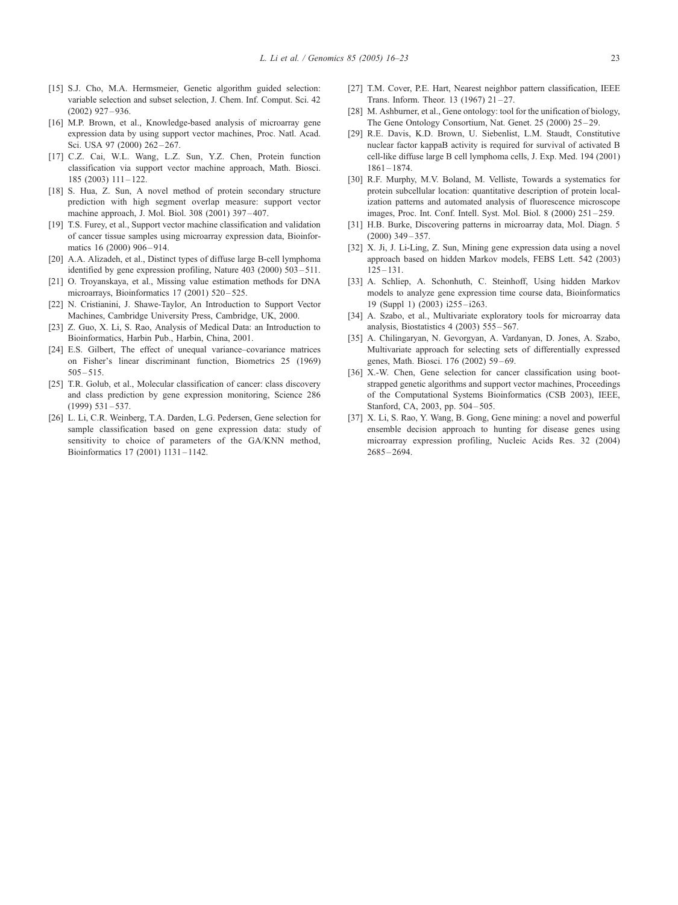[15] S.J. Cho, M.A. Hermsmeier, Genetic algorithm guided selection: variable selection and subset selection, J. Chem. Inf. Comput. Sci. 42 (2002) 927–936.

[16] M.P. Brown, et al., Knowledge-based analysis of microarray gene expression data by using support vector machines, Proc. Natl. Acad. Sci. USA 97 (2000) 262–267.

[17] C.Z. Cai, W.L. Wang, L.Z. Sun, Y.Z. Chen, Protein function classification via support vector machine approach, Math. Biosci. 185 (2003) 111–122.

[18] S. Hua, Z. Sun, A novel method of protein secondary structure prediction with high segment overlap measure: support vector machine approach, J. Mol. Biol. 308 (2001) 397–407.

[19] T.S. Furey, et al., Support vector machine classification and validation of cancer tissue samples using microarray expression data, Bioinformatics 16 (2000) 906–914.

[20] A.A. Alizadeh, et al., Distinct types of diffuse large B-cell lymphoma identified by gene expression profiling, Nature 403 (2000) 503–511.

[21] O. Troyanskaya, et al., Missing value estimation methods for DNA microarrays, Bioinformatics 17 (2001) 520–525.

[22] N. Cristianini, J. Shawe-Taylor, An Introduction to Support Vector Machines, Cambridge University Press, Cambridge, UK, 2000.

[23] Z. Guo, X. Li, S. Rao, Analysis of Medical Data: an Introduction to Bioinformatics, Harbin Pub., Harbin, China, 2001.

[24] E.S. Gilbert, The effect of unequal variance–covariance matrices on Fisher's linear discriminant function, Biometrics 25 (1969) 505–515.

[25] T.R. Golub, et al., Molecular classification of cancer: class discovery and class prediction by gene expression monitoring, Science 286 (1999) 531–537.

[26] L. Li, C.R. Weinberg, T.A. Darden, L.G. Pedersen, Gene selection for sample classification based on gene expression data: study of sensitivity to choice of parameters of the GA/KNN method, Bioinformatics 17 (2001) 1131–1142.

[27] T.M. Cover, P.E. Hart, Nearest neighbor pattern classification, IEEE Trans. Inform. Theor. 13 (1967) 21–27.

[28] M. Ashburner, et al., Gene ontology: tool for the unification of biology, The Gene Ontology Consortium, Nat. Genet. 25 (2000) 25–29.

[29] R.E. Davis, K.D. Brown, U. Siebenlist, L.M. Staudt, Constitutive nuclear factor kappaB activity is required for survival of activated B cell-like diffuse large B cell lymphoma cells, J. Exp. Med. 194 (2001) 1861–1874.

[30] R.F. Murphy, M.V. Boland, M. Velliste, Towards a systematics for protein subcellular location: quantitative description of protein localization patterns and automated analysis of fluorescence microscope images, Proc. Int. Conf. Intell. Syst. Mol. Biol. 8 (2000) 251–259.

[31] H.B. Burke, Discovering patterns in microarray data, Mol. Diagn. 5 (2000) 349–357.

[32] X. Ji, J. Li-Ling, Z. Sun, Mining gene expression data using a novel approach based on hidden Markov models, FEBS Lett. 542 (2003) 125–131.

[33] A. Schliep, A. Schonhuth, C. Steinhoff, Using hidden Markov models to analyze gene expression time course data, Bioinformatics 19 (Suppl 1) (2003) i255–i263.

[34] A. Szabo, et al., Multivariate exploratory tools for microarray data analysis, Biostatistics 4 (2003) 555–567.

[35] A. Chilingaryan, N. Gevorgyan, A. Vardanyan, D. Jones, A. Szabo, Multivariate approach for selecting sets of differentially expressed genes, Math. Biosci. 176 (2002) 59–69.

[36] X.-W. Chen, Gene selection for cancer classification using bootstrapped genetic algorithms and support vector machines, Proceedings of the Computational Systems Bioinformatics (CSB 2003), IEEE, Stanford, CA, 2003, pp. 504–505.

[37] X. Li, S. Rao, Y. Wang, B. Gong, Gene mining: a novel and powerful ensemble decision approach to hunting for disease genes using microarray expression profiling, Nucleic Acids Res. 32 (2004) 2685–2694.